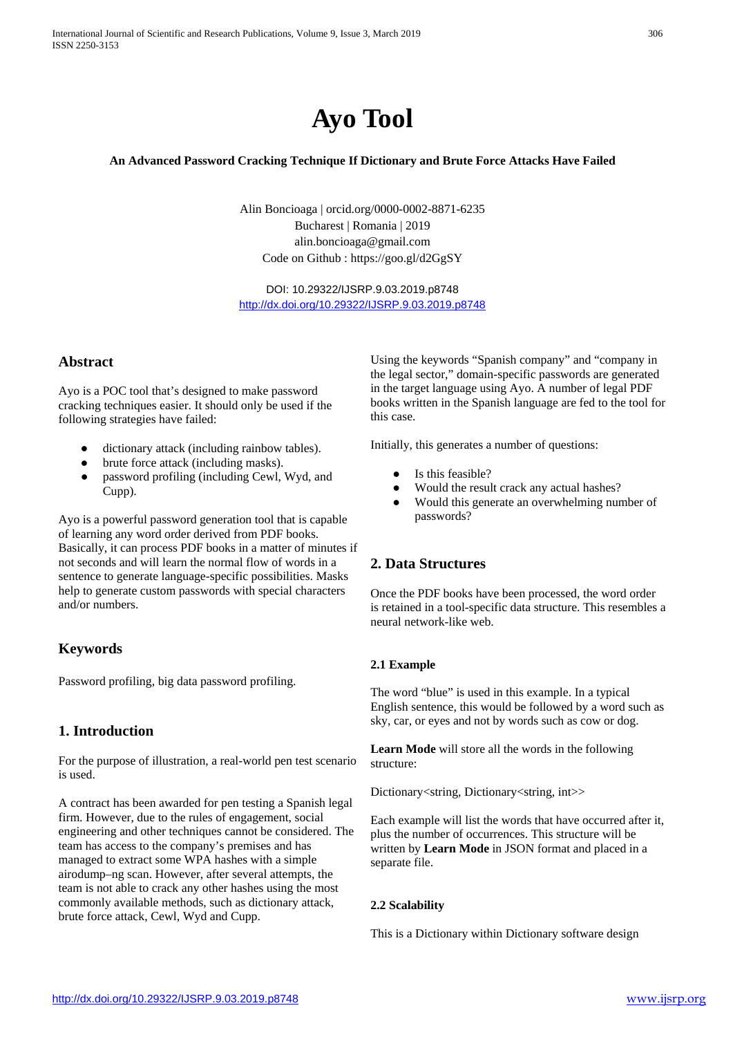# Ayo Tool

**An Advanced Password Cracking Technique If Dictionary and Brute Force Attacks Have Failed**

Alin Boncioaga | orcid.org/0000-0002-8871-6235
Bucharest | Romania | 2019
alin.boncioaga@gmail.com
Code on Github : https://goo.gl/d2GgSY

DOI: 10.29322/IJSRP.9.03.2019.p8748
http://dx.doi.org/10.29322/IJSRP.9.03.2019.p8748

## Abstract

Ayo is a POC tool that's designed to make password cracking techniques easier. It should only be used if the following strategies have failed:

- dictionary attack (including rainbow tables).
- brute force attack (including masks).
- password profiling (including Cewl, Wyd, and Cupp).

Ayo is a powerful password generation tool that is capable of learning any word order derived from PDF books. Basically, it can process PDF books in a matter of minutes if not seconds and will learn the normal flow of words in a sentence to generate language-specific possibilities. Masks help to generate custom passwords with special characters and/or numbers.

## Keywords

Password profiling, big data password profiling.

## 1. Introduction

For the purpose of illustration, a real-world pen test scenario is used.

A contract has been awarded for pen testing a Spanish legal firm. However, due to the rules of engagement, social engineering and other techniques cannot be considered. The team has access to the company's premises and has managed to extract some WPA hashes with a simple airodump–ng scan. However, after several attempts, the team is not able to crack any other hashes using the most commonly available methods, such as dictionary attack, brute force attack, Cewl, Wyd and Cupp.

Using the keywords "Spanish company" and "company in the legal sector," domain-specific passwords are generated in the target language using Ayo. A number of legal PDF books written in the Spanish language are fed to the tool for this case.

Initially, this generates a number of questions:

- Is this feasible?
- Would the result crack any actual hashes?
- Would this generate an overwhelming number of passwords?

## 2. Data Structures

Once the PDF books have been processed, the word order is retained in a tool-specific data structure. This resembles a neural network-like web.

### 2.1 Example

The word "blue" is used in this example. In a typical English sentence, this would be followed by a word such as sky, car, or eyes and not by words such as cow or dog.

**Learn Mode** will store all the words in the following structure:

Dictionary<string, Dictionary<string, int>>

Each example will list the words that have occurred after it, plus the number of occurrences. This structure will be written by **Learn Mode** in JSON format and placed in a separate file.

### 2.2 Scalability

This is a Dictionary within Dictionary software design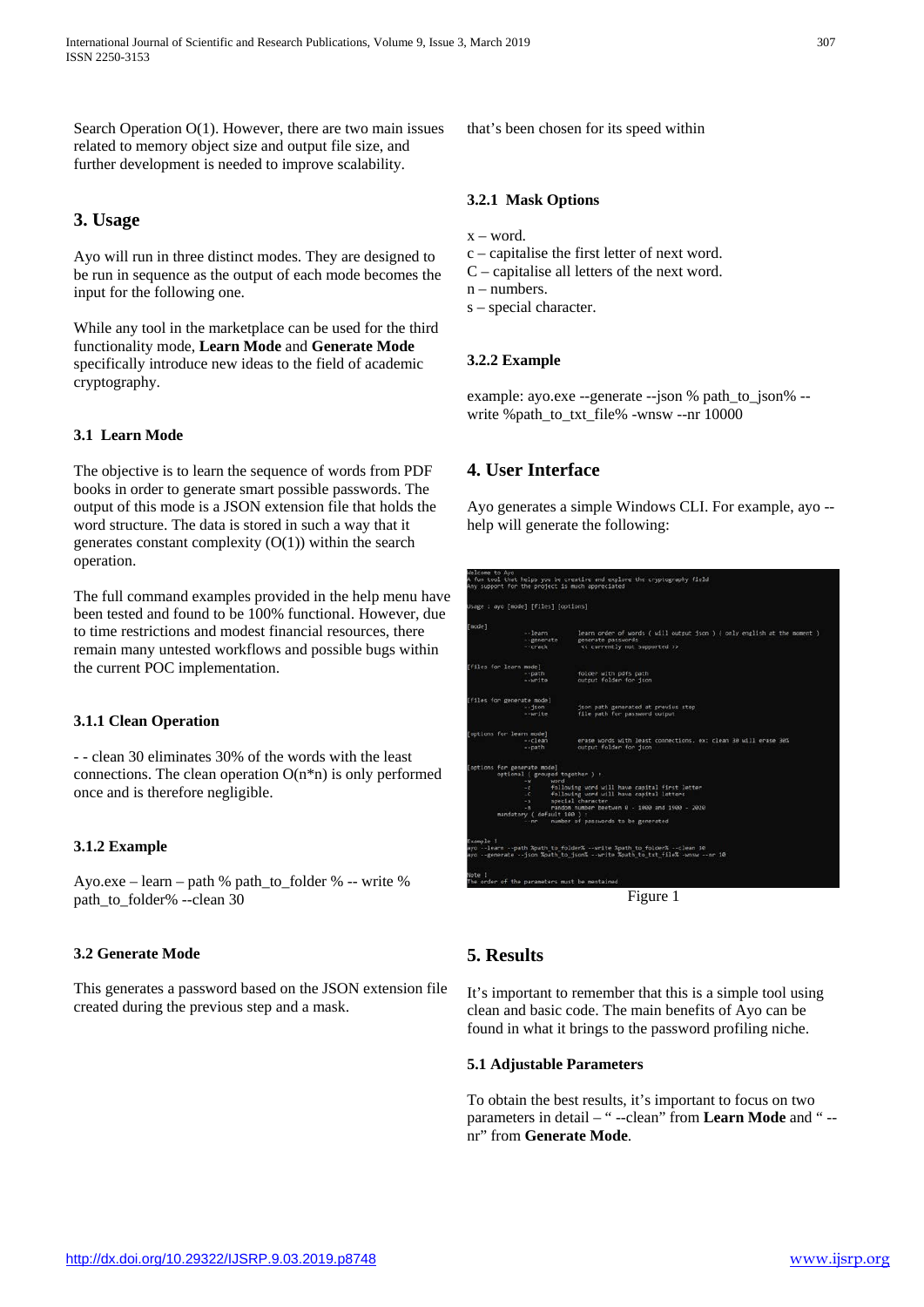Search Operation O(1). However, there are two main issues related to memory object size and output file size, and further development is needed to improve scalability.

## 3. Usage

Ayo will run in three distinct modes. They are designed to be run in sequence as the output of each mode becomes the input for the following one.

While any tool in the marketplace can be used for the third functionality mode, **Learn Mode** and **Generate Mode** specifically introduce new ideas to the field of academic cryptography.

### 3.1 Learn Mode

The objective is to learn the sequence of words from PDF books in order to generate smart possible passwords. The output of this mode is a JSON extension file that holds the word structure. The data is stored in such a way that it generates constant complexity (O(1)) within the search operation.

The full command examples provided in the help menu have been tested and found to be 100% functional. However, due to time restrictions and modest financial resources, there remain many untested workflows and possible bugs within the current POC implementation.

#### 3.1.1 Clean Operation

- - clean 30 eliminates 30% of the words with the least connections. The clean operation O(n*n) is only performed once and is therefore negligible.

#### 3.1.2 Example

Ayo.exe – learn – path % path_to_folder % -- write % path_to_folder% --clean 30

### 3.2 Generate Mode

This generates a password based on the JSON extension file created during the previous step and a mask.

that's been chosen for its speed within

#### 3.2.1 Mask Options

x – word.
c – capitalise the first letter of next word.
C – capitalise all letters of the next word.
n – numbers.
s – special character.

#### 3.2.2 Example

example: ayo.exe --generate --json % path_to_json% --write %path_to_txt_file% -wnsw --nr 10000

## 4. User Interface

Ayo generates a simple Windows CLI. For example, ayo --help will generate the following:

```
Welcome to Ayo
A fun tool that helps you be creative and explore the cryptography field
Any support for the project is much appreciated

Usage : ayo [mode] [files] [options]

[mode]
            --learn        learn order of words ( will output json ) ( only english at the moment )
            --generate     generate passwords
            --crack        << currently not supported >>

[files for learn mode]
            --path         folder with pdfs path
            --write        output folder for json

[files for generate mode]
            --json         json path generated at previos step
            --write        file path for password output

[options for learn mode]
            --clean        erase words with least connections. ex: clean 30 will erase 30%
            --path         output folder for json

[options for generate mode]
      optional ( grouped together ) :
            -w      word
            -c      following word will have capital first letter
            -C      following word will have capital letters
            -s      special character
            -n      random number beetwen 0 - 1000 and 1900 - 2020
      mandatory ( default 100 ) :
            --nr    number of passwords to be generated

Example !
ayo --learn --path %path_to_folder% --write %path_to_folder% --clean 30
ayo --generate --json %path_to_json% --write %path_to_txt_file% -wnsw --nr 10

Note !
The order of the parameters must be mentained
```

Figure 1

## 5. Results

It's important to remember that this is a simple tool using clean and basic code. The main benefits of Ayo can be found in what it brings to the password profiling niche.

### 5.1 Adjustable Parameters

To obtain the best results, it's important to focus on two parameters in detail – " --clean" from **Learn Mode** and " --nr" from **Generate Mode**.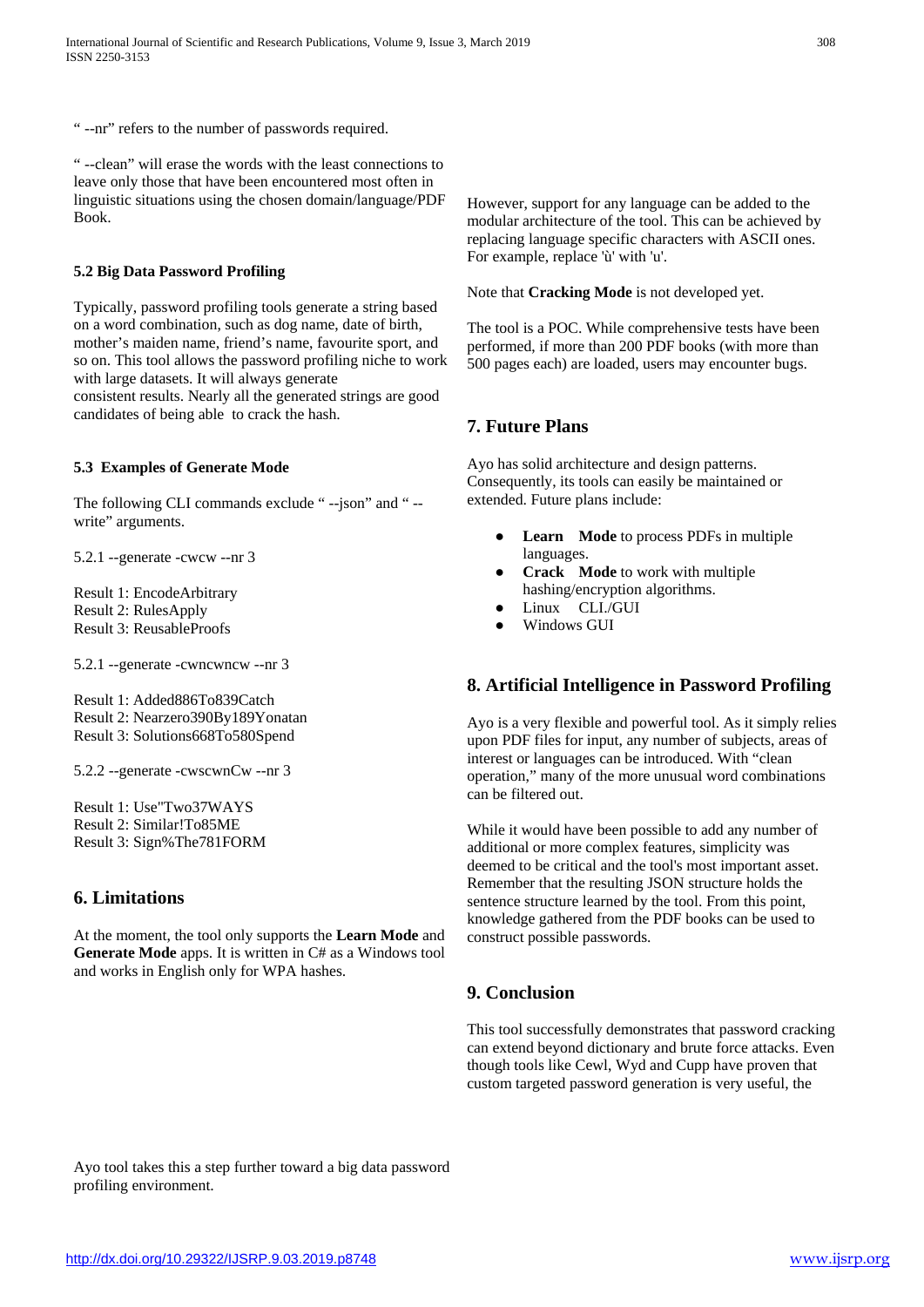" --nr" refers to the number of passwords required.

" --clean" will erase the words with the least connections to leave only those that have been encountered most often in linguistic situations using the chosen domain/language/PDF Book.

#### 5.2 Big Data Password Profiling

Typically, password profiling tools generate a string based on a word combination, such as dog name, date of birth, mother's maiden name, friend's name, favourite sport, and so on. This tool allows the password profiling niche to work with large datasets. It will always generate consistent results. Nearly all the generated strings are good candidates of being able to crack the hash.

#### 5.3 Examples of Generate Mode

The following CLI commands exclude " --json" and " --write" arguments.

5.2.1 --generate -cwcw --nr 3

Result 1: EncodeArbitrary
Result 2: RulesApply
Result 3: ReusableProofs

5.2.1 --generate -cwncwncw --nr 3

Result 1: Added886To839Catch
Result 2: Nearzero390By189Yonatan
Result 3: Solutions668To580Spend

5.2.2 --generate -cwscwnCw --nr 3

Result 1: Use"Two37WAYS
Result 2: Similar!To85ME
Result 3: Sign%The781FORM

## 6. Limitations

At the moment, the tool only supports the **Learn Mode** and **Generate Mode** apps. It is written in C# as a Windows tool and works in English only for WPA hashes.

However, support for any language can be added to the modular architecture of the tool. This can be achieved by replacing language specific characters with ASCII ones. For example, replace 'ù' with 'u'.

Note that **Cracking Mode** is not developed yet.

The tool is a POC. While comprehensive tests have been performed, if more than 200 PDF books (with more than 500 pages each) are loaded, users may encounter bugs.

## 7. Future Plans

Ayo has solid architecture and design patterns. Consequently, its tools can easily be maintained or extended. Future plans include:

- **Learn Mode** to process PDFs in multiple languages.
- **Crack Mode** to work with multiple hashing/encryption algorithms.
- Linux CLI./GUI
- Windows GUI

## 8. Artificial Intelligence in Password Profiling

Ayo is a very flexible and powerful tool. As it simply relies upon PDF files for input, any number of subjects, areas of interest or languages can be introduced. With "clean operation," many of the more unusual word combinations can be filtered out.

While it would have been possible to add any number of additional or more complex features, simplicity was deemed to be critical and the tool's most important asset. Remember that the resulting JSON structure holds the sentence structure learned by the tool. From this point, knowledge gathered from the PDF books can be used to construct possible passwords.

## 9. Conclusion

This tool successfully demonstrates that password cracking can extend beyond dictionary and brute force attacks. Even though tools like Cewl, Wyd and Cupp have proven that custom targeted password generation is very useful, the Ayo tool takes this a step further toward a big data password profiling environment.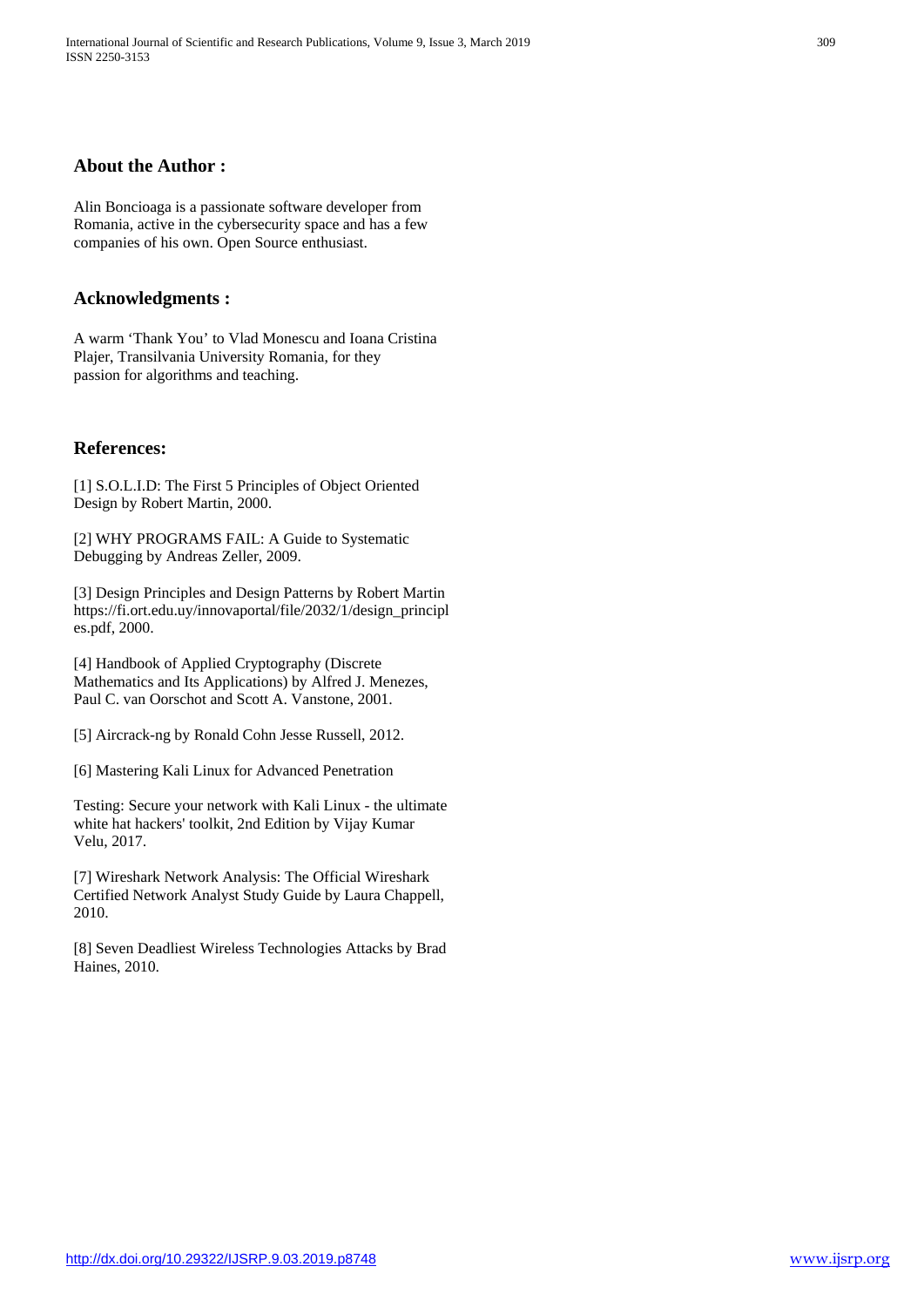## About the Author :

Alin Boncioaga is a passionate software developer from Romania, active in the cybersecurity space and has a few companies of his own. Open Source enthusiast.

## Acknowledgments :

A warm 'Thank You' to Vlad Monescu and Ioana Cristina Plajer, Transilvania University Romania, for they passion for algorithms and teaching.

## References:

[1] S.O.L.I.D: The First 5 Principles of Object Oriented Design by Robert Martin, 2000.

[2] WHY PROGRAMS FAIL: A Guide to Systematic Debugging by Andreas Zeller, 2009.

[3] Design Principles and Design Patterns by Robert Martin https://fi.ort.edu.uy/innovaportal/file/2032/1/design_principles.pdf, 2000.

[4] Handbook of Applied Cryptography (Discrete Mathematics and Its Applications) by Alfred J. Menezes, Paul C. van Oorschot and Scott A. Vanstone, 2001.

[5] Aircrack-ng by Ronald Cohn Jesse Russell, 2012.

[6] Mastering Kali Linux for Advanced Penetration

Testing: Secure your network with Kali Linux - the ultimate white hat hackers' toolkit, 2nd Edition by Vijay Kumar Velu, 2017.

[7] Wireshark Network Analysis: The Official Wireshark Certified Network Analyst Study Guide by Laura Chappell, 2010.

[8] Seven Deadliest Wireless Technologies Attacks by Brad Haines, 2010.